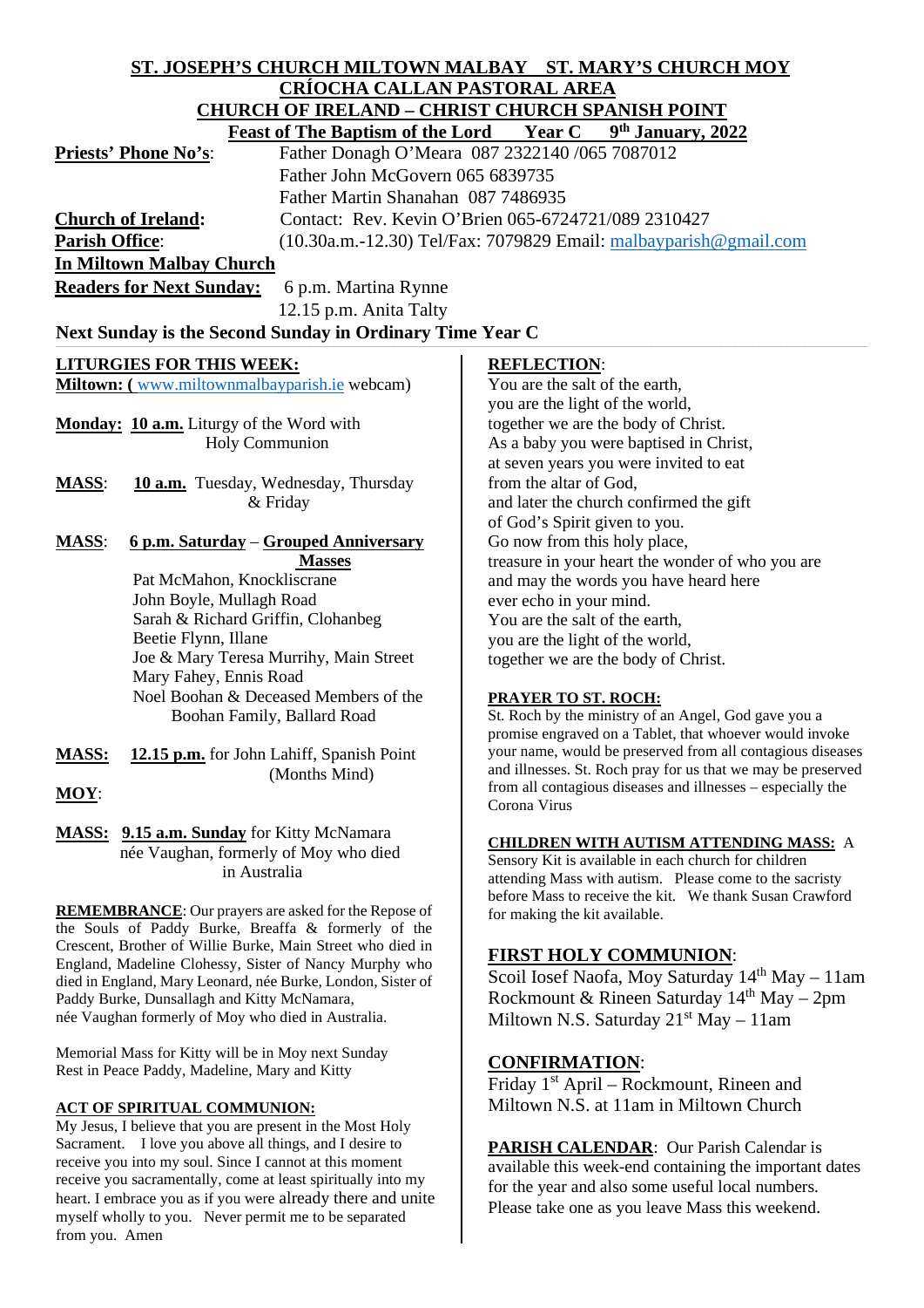**ST. JOSEPH'S CHURCH MILTOWN MALBAY ST. MARY'S CHURCH MOY**
**CRÍOCHA CALLAN PASTORAL AREA**
**CHURCH OF IRELAND – CHRIST CHURCH SPANISH POINT**
**Feast of The Baptism of the Lord Year C 9th January, 2022**

**Priests' Phone No's**: Father Donagh O'Meara 087 2322140 /065 7087012
Father John McGovern 065 6839735
Father Martin Shanahan 087 7486935

**Church of Ireland:** Contact: Rev. Kevin O'Brien 065-6724721/089 2310427

**Parish Office**: (10.30a.m.-12.30) Tel/Fax: 7079829 Email: malbayparish@gmail.com

**In Miltown Malbay Church**

**Readers for Next Sunday:** 6 p.m. Martina Rynne
12.15 p.m. Anita Talty

**Next Sunday is the Second Sunday in Ordinary Time Year C**

**LITURGIES FOR THIS WEEK:**

**Miltown: (** www.miltownmalbayparish.ie webcam)

**Monday: 10 a.m.** Liturgy of the Word with Holy Communion

**MASS**: **10 a.m.** Tuesday, Wednesday, Thursday & Friday

**MASS**: **6 p.m. Saturday** – **Grouped Anniversary Masses**
Pat McMahon, Knockliscrane
John Boyle, Mullagh Road
Sarah & Richard Griffin, Clohanbeg
Beetie Flynn, Illane
Joe & Mary Teresa Murrihy, Main Street
Mary Fahey, Ennis Road
Noel Boohan & Deceased Members of the Boohan Family, Ballard Road

**MASS: 12.15 p.m.** for John Lahiff, Spanish Point (Months Mind)

**MOY**:

**MASS: 9.15 a.m. Sunday** for Kitty McNamara née Vaughan, formerly of Moy who died in Australia

**REMEMBRANCE**: Our prayers are asked for the Repose of the Souls of Paddy Burke, Breaffa & formerly of the Crescent, Brother of Willie Burke, Main Street who died in England, Madeline Clohessy, Sister of Nancy Murphy who died in England, Mary Leonard, née Burke, London, Sister of Paddy Burke, Dunsallagh and Kitty McNamara, née Vaughan formerly of Moy who died in Australia.

Memorial Mass for Kitty will be in Moy next Sunday
Rest in Peace Paddy, Madeline, Mary and Kitty

**ACT OF SPIRITUAL COMMUNION:**

My Jesus, I believe that you are present in the Most Holy Sacrament. I love you above all things, and I desire to receive you into my soul. Since I cannot at this moment receive you sacramentally, come at least spiritually into my heart. I embrace you as if you were already there and unite myself wholly to you. Never permit me to be separated from you. Amen

**REFLECTION**:

You are the salt of the earth,
you are the light of the world,
together we are the body of Christ.
As a baby you were baptised in Christ,
at seven years you were invited to eat
from the altar of God,
and later the church confirmed the gift
of God's Spirit given to you.
Go now from this holy place,
treasure in your heart the wonder of who you are
and may the words you have heard here
ever echo in your mind.
You are the salt of the earth,
you are the light of the world,
together we are the body of Christ.

**PRAYER TO ST. ROCH:**

St. Roch by the ministry of an Angel, God gave you a promise engraved on a Tablet, that whoever would invoke your name, would be preserved from all contagious diseases and illnesses. St. Roch pray for us that we may be preserved from all contagious diseases and illnesses – especially the Corona Virus

**CHILDREN WITH AUTISM ATTENDING MASS:** A Sensory Kit is available in each church for children attending Mass with autism. Please come to the sacristy before Mass to receive the kit. We thank Susan Crawford for making the kit available.

**FIRST HOLY COMMUNION**:

Scoil Iosef Naofa, Moy Saturday 14th May – 11am
Rockmount & Rineen Saturday 14th May – 2pm
Miltown N.S. Saturday 21st May – 11am

**CONFIRMATION**:

Friday 1st April – Rockmount, Rineen and Miltown N.S. at 11am in Miltown Church

**PARISH CALENDAR**: Our Parish Calendar is available this week-end containing the important dates for the year and also some useful local numbers. Please take one as you leave Mass this weekend.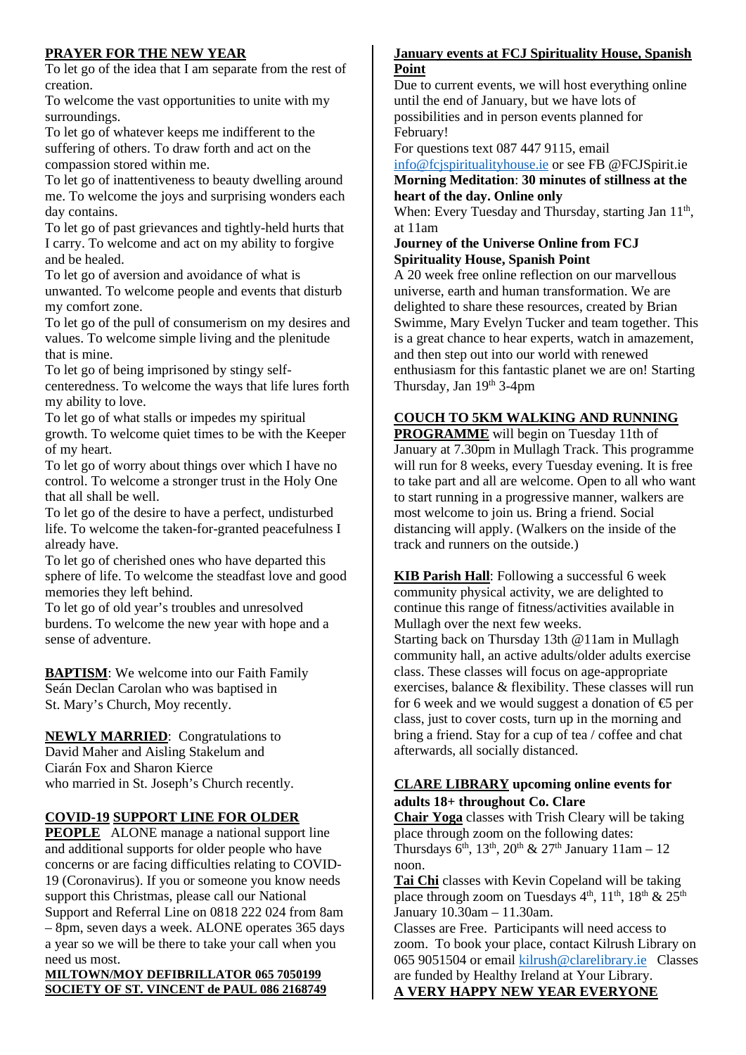## PRAYER FOR THE NEW YEAR

To let go of the idea that I am separate from the rest of creation.
To welcome the vast opportunities to unite with my surroundings.
To let go of whatever keeps me indifferent to the suffering of others. To draw forth and act on the compassion stored within me.
To let go of inattentiveness to beauty dwelling around me. To welcome the joys and surprising wonders each day contains.
To let go of past grievances and tightly-held hurts that I carry. To welcome and act on my ability to forgive and be healed.
To let go of aversion and avoidance of what is unwanted. To welcome people and events that disturb my comfort zone.
To let go of the pull of consumerism on my desires and values. To welcome simple living and the plenitude that is mine.
To let go of being imprisoned by stingy self-centeredness. To welcome the ways that life lures forth my ability to love.
To let go of what stalls or impedes my spiritual growth. To welcome quiet times to be with the Keeper of my heart.
To let go of worry about things over which I have no control. To welcome a stronger trust in the Holy One that all shall be well.
To let go of the desire to have a perfect, undisturbed life. To welcome the taken-for-granted peacefulness I already have.
To let go of cherished ones who have departed this sphere of life. To welcome the steadfast love and good memories they left behind.
To let go of old year's troubles and unresolved burdens. To welcome the new year with hope and a sense of adventure.

**BAPTISM**: We welcome into our Faith Family Seán Declan Carolan who was baptised in St. Mary's Church, Moy recently.

**NEWLY MARRIED**: Congratulations to David Maher and Aisling Stakelum and Ciarán Fox and Sharon Kierce who married in St. Joseph's Church recently.

**COVID-19 SUPPORT LINE FOR OLDER PEOPLE** ALONE manage a national support line and additional supports for older people who have concerns or are facing difficulties relating to COVID-19 (Coronavirus). If you or someone you know needs support this Christmas, please call our National Support and Referral Line on 0818 222 024 from 8am – 8pm, seven days a week. ALONE operates 365 days a year so we will be there to take your call when you need us most.

**MILTOWN/MOY DEFIBRILLATOR 065 7050199**
**SOCIETY OF ST. VINCENT de PAUL 086 2168749**

## January events at FCJ Spirituality House, Spanish Point

Due to current events, we will host everything online until the end of January, but we have lots of possibilities and in person events planned for February!
For questions text 087 447 9115, email info@fcjspiritualityhouse.ie or see FB @FCJSpirit.ie

**Morning Meditation**: **30 minutes of stillness at the heart of the day. Online only**
When: Every Tuesday and Thursday, starting Jan 11th, at 11am

**Journey of the Universe Online from FCJ Spirituality House, Spanish Point**
A 20 week free online reflection on our marvellous universe, earth and human transformation. We are delighted to share these resources, created by Brian Swimme, Mary Evelyn Tucker and team together. This is a great chance to hear experts, watch in amazement, and then step out into our world with renewed enthusiasm for this fantastic planet we are on! Starting Thursday, Jan 19th 3-4pm

**COUCH TO 5KM WALKING AND RUNNING PROGRAMME** will begin on Tuesday 11th of January at 7.30pm in Mullagh Track. This programme will run for 8 weeks, every Tuesday evening. It is free to take part and all are welcome. Open to all who want to start running in a progressive manner, walkers are most welcome to join us. Bring a friend. Social distancing will apply. (Walkers on the inside of the track and runners on the outside.)

**KIB Parish Hall**: Following a successful 6 week community physical activity, we are delighted to continue this range of fitness/activities available in Mullagh over the next few weeks.
Starting back on Thursday 13th @11am in Mullagh community hall, an active adults/older adults exercise class. These classes will focus on age-appropriate exercises, balance & flexibility. These classes will run for 6 week and we would suggest a donation of €5 per class, just to cover costs, turn up in the morning and bring a friend. Stay for a cup of tea / coffee and chat afterwards, all socially distanced.

**CLARE LIBRARY upcoming online events for adults 18+ throughout Co. Clare**

**Chair Yoga** classes with Trish Cleary will be taking place through zoom on the following dates: Thursdays 6th, 13th, 20th & 27th January 11am – 12 noon.

**Tai Chi** classes with Kevin Copeland will be taking place through zoom on Tuesdays 4th, 11th, 18th & 25th January 10.30am – 11.30am.

Classes are Free. Participants will need access to zoom. To book your place, contact Kilrush Library on 065 9051504 or email kilrush@clarelibrary.ie Classes are funded by Healthy Ireland at Your Library.

**A VERY HAPPY NEW YEAR EVERYONE**